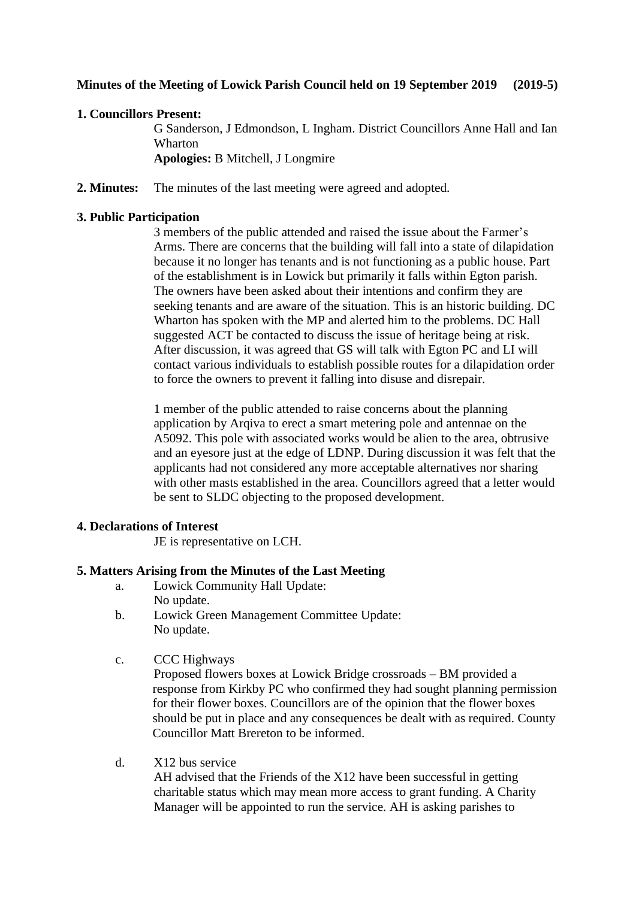**Minutes of the Meeting of Lowick Parish Council held on 19 September 2019 (2019-5)**

**1. Councillors Present:**

G Sanderson, J Edmondson, L Ingham. District Councillors Anne Hall and Ian Wharton

**Apologies:** B Mitchell, J Longmire

**2. Minutes:** The minutes of the last meeting were agreed and adopted.

**3. Public Participation**

3 members of the public attended and raised the issue about the Farmer's Arms. There are concerns that the building will fall into a state of dilapidation because it no longer has tenants and is not functioning as a public house. Part of the establishment is in Lowick but primarily it falls within Egton parish. The owners have been asked about their intentions and confirm they are seeking tenants and are aware of the situation. This is an historic building. DC Wharton has spoken with the MP and alerted him to the problems. DC Hall suggested ACT be contacted to discuss the issue of heritage being at risk. After discussion, it was agreed that GS will talk with Egton PC and LI will contact various individuals to establish possible routes for a dilapidation order to force the owners to prevent it falling into disuse and disrepair.

1 member of the public attended to raise concerns about the planning application by Arqiva to erect a smart metering pole and antennae on the A5092. This pole with associated works would be alien to the area, obtrusive and an eyesore just at the edge of LDNP. During discussion it was felt that the applicants had not considered any more acceptable alternatives nor sharing with other masts established in the area. Councillors agreed that a letter would be sent to SLDC objecting to the proposed development.

**4. Declarations of Interest**

JE is representative on LCH.

**5. Matters Arising from the Minutes of the Last Meeting**

a. Lowick Community Hall Update:
   No update.

b. Lowick Green Management Committee Update:
   No update.

c. CCC Highways
   Proposed flowers boxes at Lowick Bridge crossroads – BM provided a response from Kirkby PC who confirmed they had sought planning permission for their flower boxes. Councillors are of the opinion that the flower boxes should be put in place and any consequences be dealt with as required. County Councillor Matt Brereton to be informed.

d. X12 bus service
   AH advised that the Friends of the X12 have been successful in getting charitable status which may mean more access to grant funding. A Charity Manager will be appointed to run the service. AH is asking parishes to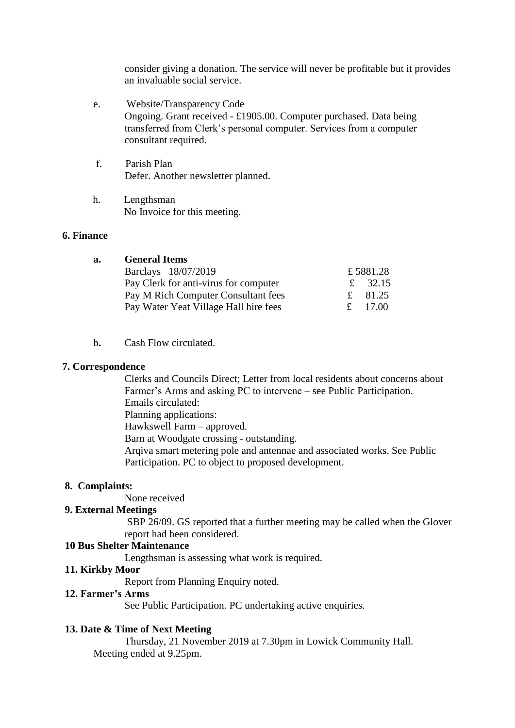consider giving a donation. The service will never be profitable but it provides an invaluable social service.

e. Website/Transparency Code
Ongoing. Grant received - £1905.00. Computer purchased. Data being transferred from Clerk's personal computer. Services from a computer consultant required.

f. Parish Plan
Defer. Another newsletter planned.

h. Lengthsman
No Invoice for this meeting.

**6. Finance**

**a. General Items**

| | |
|---|---|
| Barclays 18/07/2019 | £ 5881.28 |
| Pay Clerk for anti-virus for computer | £ 32.15 |
| Pay M Rich Computer Consultant fees | £ 81.25 |
| Pay Water Yeat Village Hall hire fees | £ 17.00 |

b**.** Cash Flow circulated.

**7. Correspondence**

Clerks and Councils Direct; Letter from local residents about concerns about Farmer's Arms and asking PC to intervene – see Public Participation.
Emails circulated:
Planning applications:
Hawkswell Farm – approved.
Barn at Woodgate crossing - outstanding.
Arqiva smart metering pole and antennae and associated works. See Public Participation. PC to object to proposed development.

**8. Complaints:**

None received

**9. External Meetings**

SBP 26/09. GS reported that a further meeting may be called when the Glover report had been considered.

**10 Bus Shelter Maintenance**

Lengthsman is assessing what work is required.

**11. Kirkby Moor**

Report from Planning Enquiry noted.

**12. Farmer's Arms**

See Public Participation. PC undertaking active enquiries.

**13. Date & Time of Next Meeting**

Thursday, 21 November 2019 at 7.30pm in Lowick Community Hall.
Meeting ended at 9.25pm.